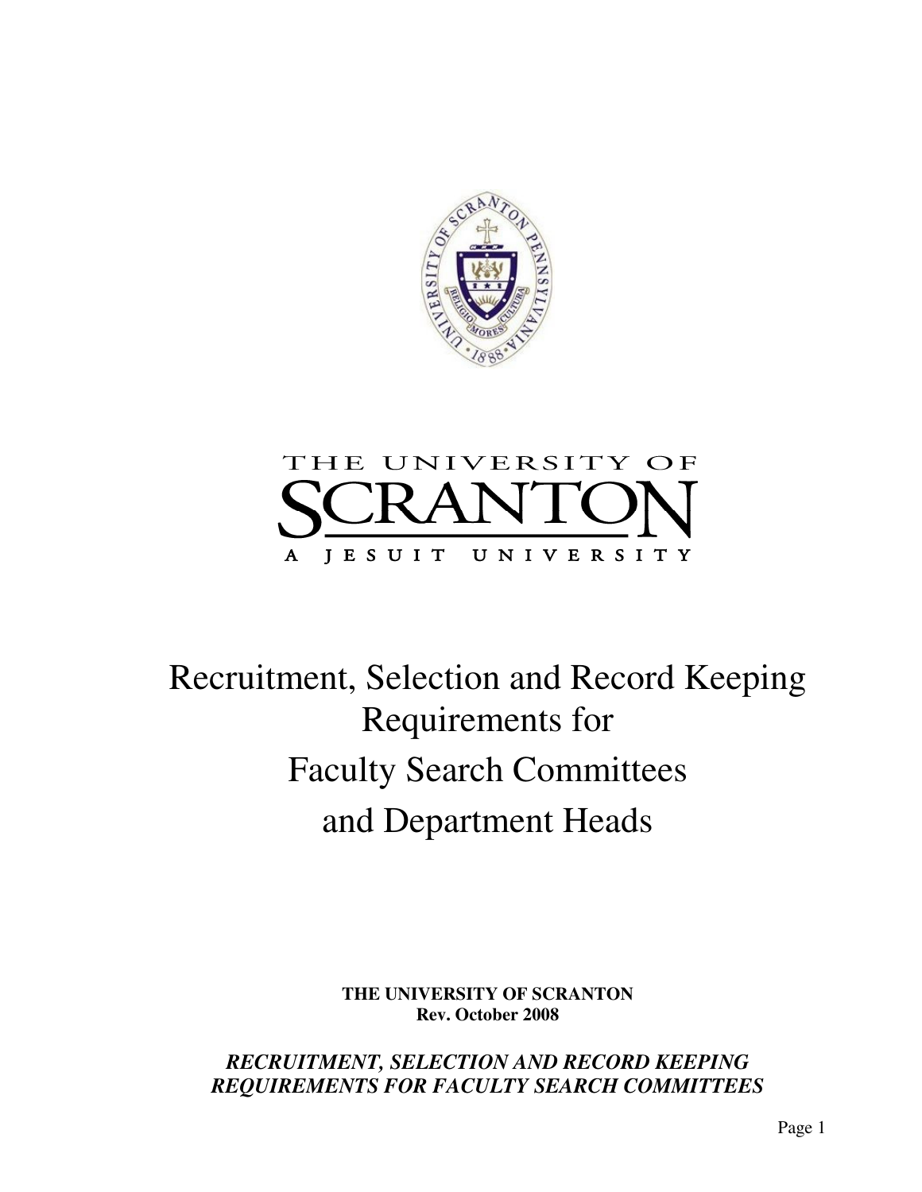THE UNIVERSITY OF

SCRANTON

A JESUIT UNIVERSITY

# Recruitment, Selection and Record Keeping Requirements for Faculty Search Committees and Department Heads

**THE UNIVERSITY OF SCRANTON**
**Rev. October 2008**

***RECRUITMENT, SELECTION AND RECORD KEEPING REQUIREMENTS FOR FACULTY SEARCH COMMITTEES***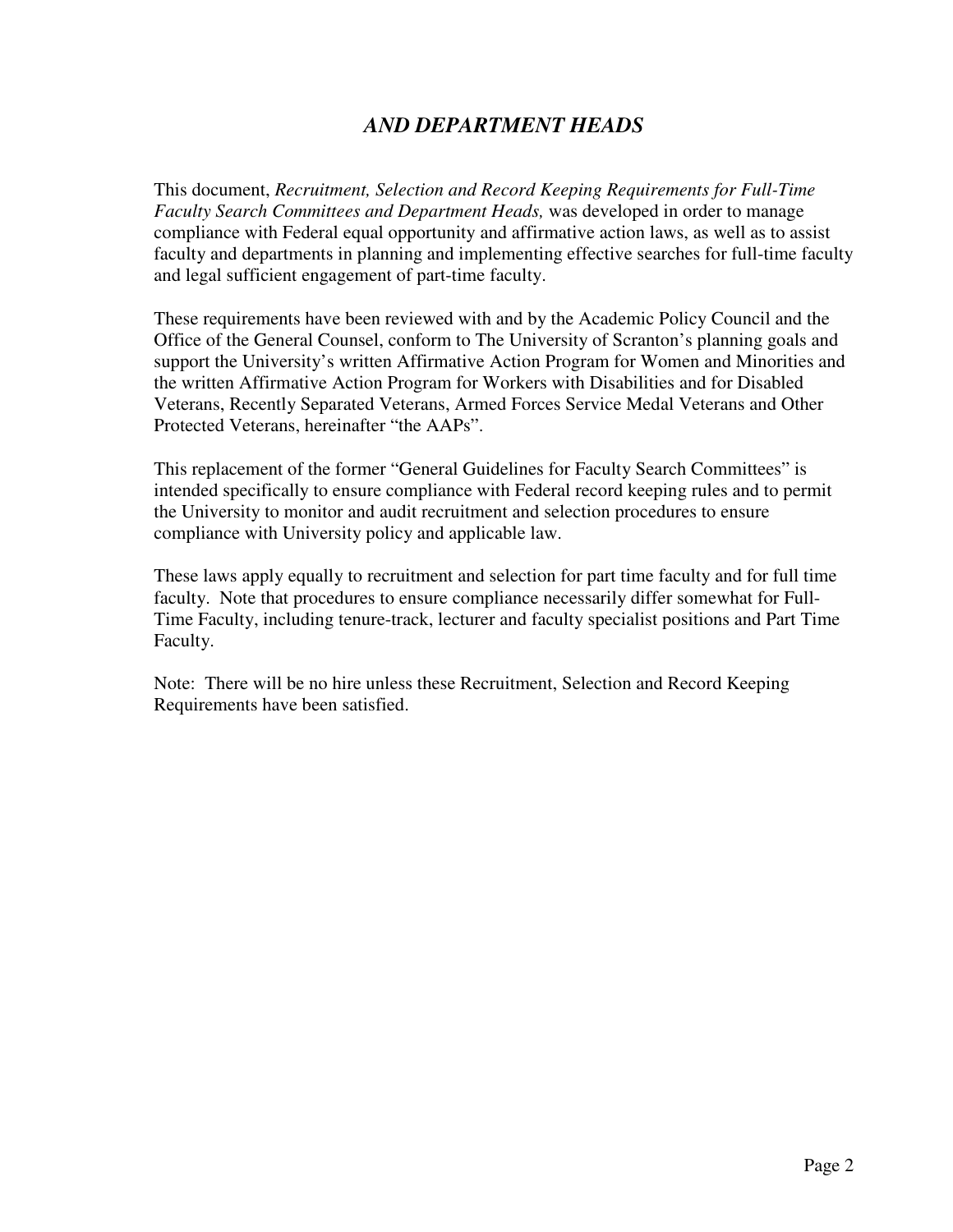## *AND DEPARTMENT HEADS*

This document, *Recruitment, Selection and Record Keeping Requirements for Full-Time Faculty Search Committees and Department Heads,* was developed in order to manage compliance with Federal equal opportunity and affirmative action laws, as well as to assist faculty and departments in planning and implementing effective searches for full-time faculty and legal sufficient engagement of part-time faculty.

These requirements have been reviewed with and by the Academic Policy Council and the Office of the General Counsel, conform to The University of Scranton's planning goals and support the University's written Affirmative Action Program for Women and Minorities and the written Affirmative Action Program for Workers with Disabilities and for Disabled Veterans, Recently Separated Veterans, Armed Forces Service Medal Veterans and Other Protected Veterans, hereinafter "the AAPs".

This replacement of the former "General Guidelines for Faculty Search Committees" is intended specifically to ensure compliance with Federal record keeping rules and to permit the University to monitor and audit recruitment and selection procedures to ensure compliance with University policy and applicable law.

These laws apply equally to recruitment and selection for part time faculty and for full time faculty. Note that procedures to ensure compliance necessarily differ somewhat for Full-Time Faculty, including tenure-track, lecturer and faculty specialist positions and Part Time Faculty.

Note: There will be no hire unless these Recruitment, Selection and Record Keeping Requirements have been satisfied.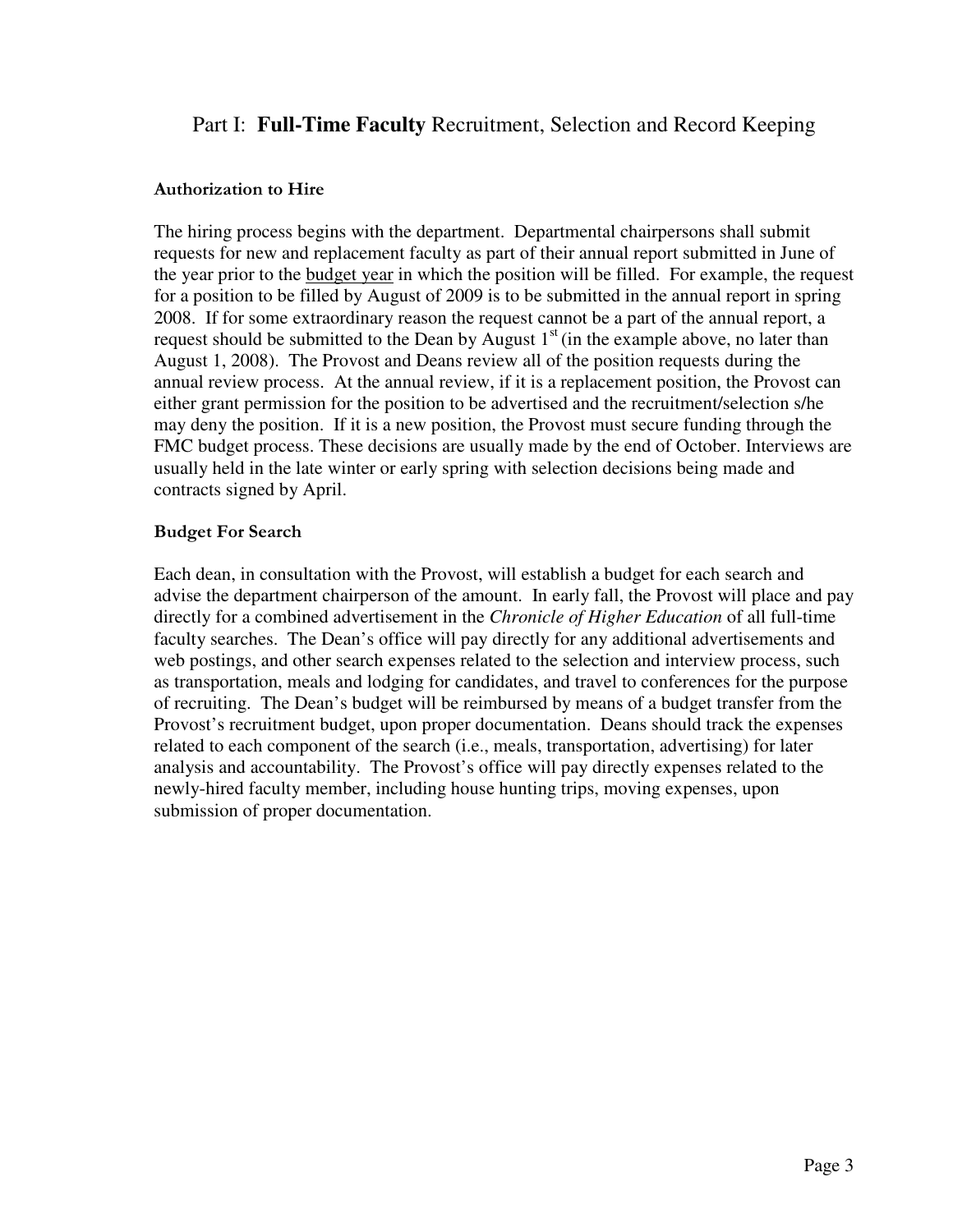## Part I: **Full-Time Faculty** Recruitment, Selection and Record Keeping

### Authorization to Hire

The hiring process begins with the department. Departmental chairpersons shall submit requests for new and replacement faculty as part of their annual report submitted in June of the year prior to the <u>budget year</u> in which the position will be filled. For example, the request for a position to be filled by August of 2009 is to be submitted in the annual report in spring 2008. If for some extraordinary reason the request cannot be a part of the annual report, a request should be submitted to the Dean by August 1st (in the example above, no later than August 1, 2008). The Provost and Deans review all of the position requests during the annual review process. At the annual review, if it is a replacement position, the Provost can either grant permission for the position to be advertised and the recruitment/selection s/he may deny the position. If it is a new position, the Provost must secure funding through the FMC budget process. These decisions are usually made by the end of October. Interviews are usually held in the late winter or early spring with selection decisions being made and contracts signed by April.

### Budget For Search

Each dean, in consultation with the Provost, will establish a budget for each search and advise the department chairperson of the amount. In early fall, the Provost will place and pay directly for a combined advertisement in the *Chronicle of Higher Education* of all full-time faculty searches. The Dean's office will pay directly for any additional advertisements and web postings, and other search expenses related to the selection and interview process, such as transportation, meals and lodging for candidates, and travel to conferences for the purpose of recruiting. The Dean's budget will be reimbursed by means of a budget transfer from the Provost's recruitment budget, upon proper documentation. Deans should track the expenses related to each component of the search (i.e., meals, transportation, advertising) for later analysis and accountability. The Provost's office will pay directly expenses related to the newly-hired faculty member, including house hunting trips, moving expenses, upon submission of proper documentation.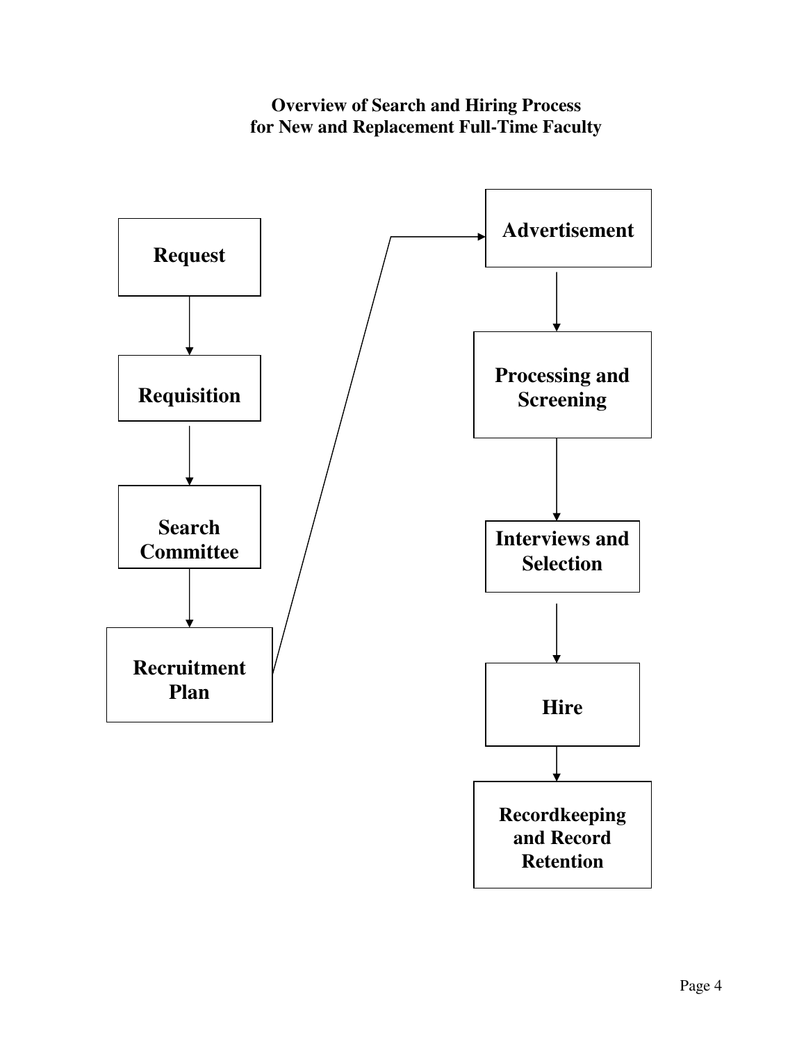# Overview of Search and Hiring Process for New and Replacement Full-Time Faculty

**Request** → **Requisition** → **Search Committee** → **Recruitment Plan** → **Advertisement** → **Processing and Screening** → **Interviews and Selection** → **Hire** → **Recordkeeping and Record Retention**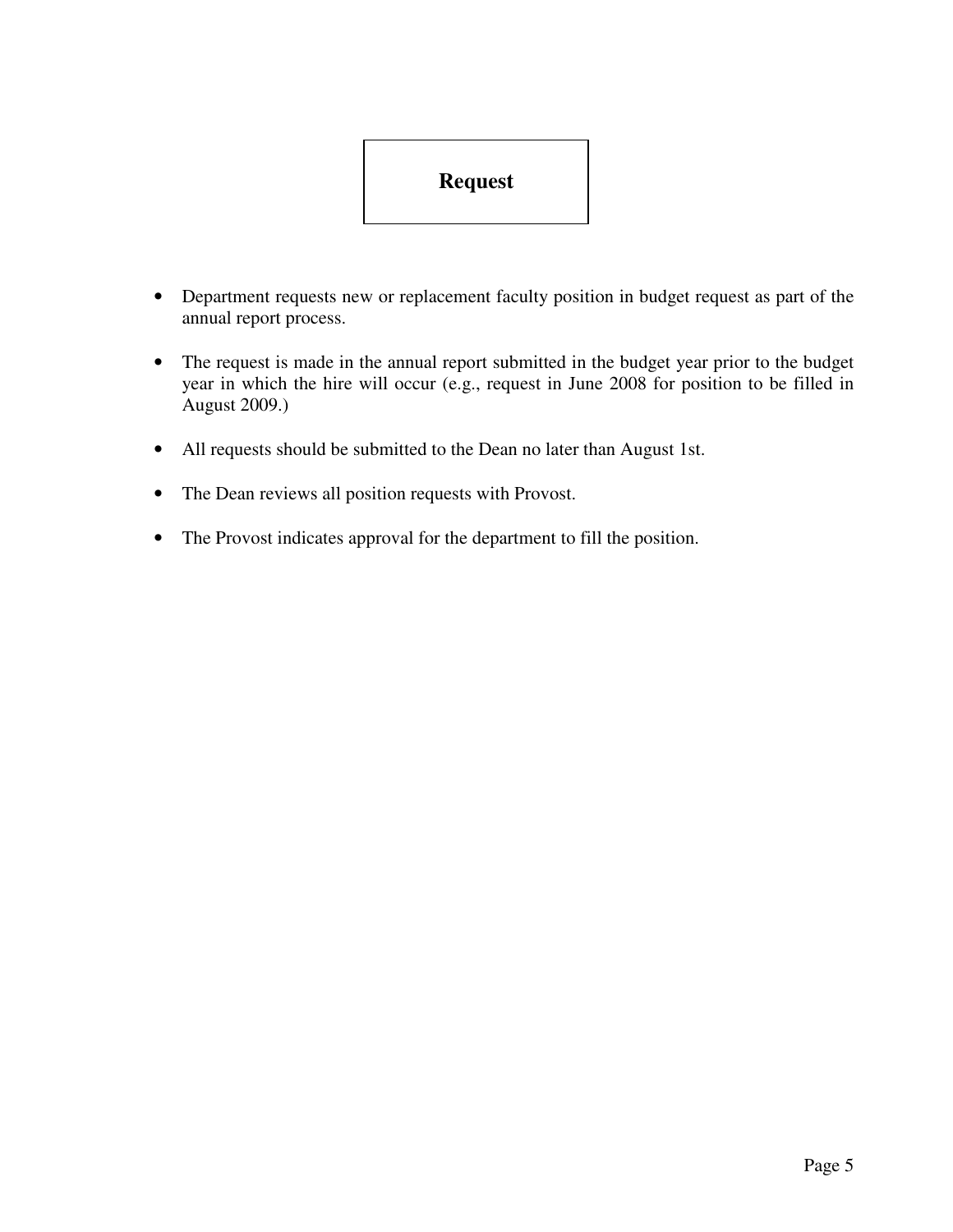## Request

- Department requests new or replacement faculty position in budget request as part of the annual report process.
- The request is made in the annual report submitted in the budget year prior to the budget year in which the hire will occur (e.g., request in June 2008 for position to be filled in August 2009.)
- All requests should be submitted to the Dean no later than August 1st.
- The Dean reviews all position requests with Provost.
- The Provost indicates approval for the department to fill the position.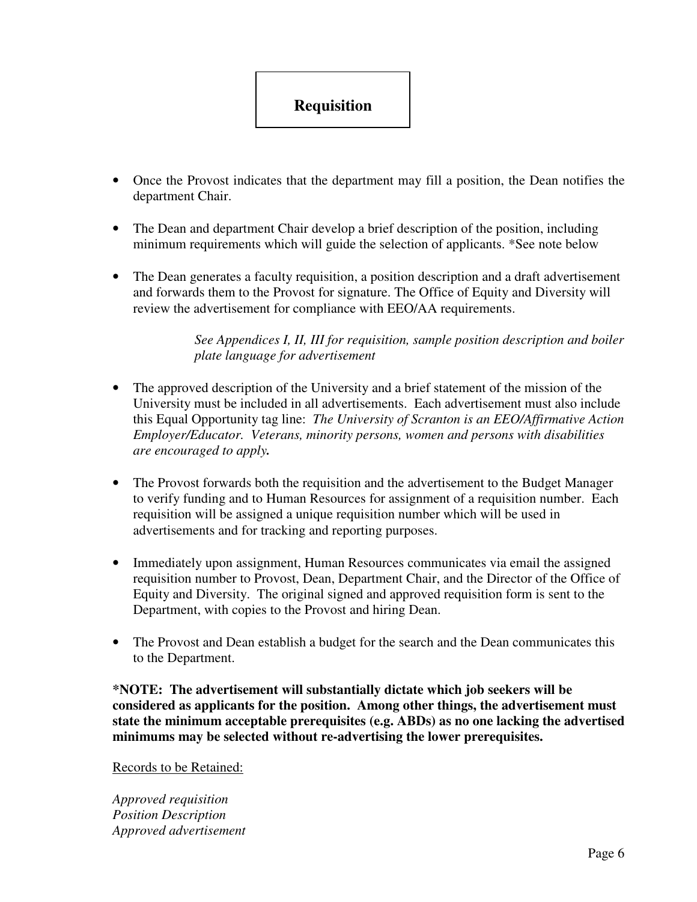# Requisition

- Once the Provost indicates that the department may fill a position, the Dean notifies the department Chair.

- The Dean and department Chair develop a brief description of the position, including minimum requirements which will guide the selection of applicants. *See note below

- The Dean generates a faculty requisition, a position description and a draft advertisement and forwards them to the Provost for signature. The Office of Equity and Diversity will review the advertisement for compliance with EEO/AA requirements.

  *See Appendices I, II, III for requisition, sample position description and boiler plate language for advertisement*

- The approved description of the University and a brief statement of the mission of the University must be included in all advertisements. Each advertisement must also include this Equal Opportunity tag line: *The University of Scranton is an EEO/Affirmative Action Employer/Educator. Veterans, minority persons, women and persons with disabilities are encouraged to apply.*

- The Provost forwards both the requisition and the advertisement to the Budget Manager to verify funding and to Human Resources for assignment of a requisition number. Each requisition will be assigned a unique requisition number which will be used in advertisements and for tracking and reporting purposes.

- Immediately upon assignment, Human Resources communicates via email the assigned requisition number to Provost, Dean, Department Chair, and the Director of the Office of Equity and Diversity. The original signed and approved requisition form is sent to the Department, with copies to the Provost and hiring Dean.

- The Provost and Dean establish a budget for the search and the Dean communicates this to the Department.

**\*NOTE: The advertisement will substantially dictate which job seekers will be considered as applicants for the position. Among other things, the advertisement must state the minimum acceptable prerequisites (e.g. ABDs) as no one lacking the advertised minimums may be selected without re-advertising the lower prerequisites.**

Records to be Retained:

*Approved requisition*
*Position Description*
*Approved advertisement*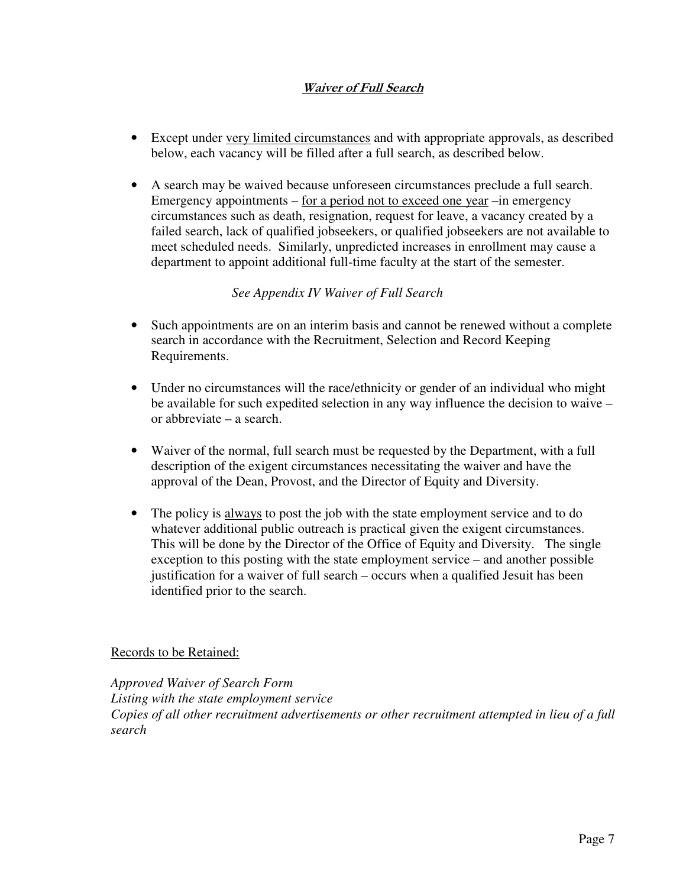## ***Waiver of Full Search***

- Except under very limited circumstances and with appropriate approvals, as described below, each vacancy will be filled after a full search, as described below.

- A search may be waived because unforeseen circumstances preclude a full search. Emergency appointments – for a period not to exceed one year –in emergency circumstances such as death, resignation, request for leave, a vacancy created by a failed search, lack of qualified jobseekers, or qualified jobseekers are not available to meet scheduled needs. Similarly, unpredicted increases in enrollment may cause a department to appoint additional full-time faculty at the start of the semester.

  *See Appendix IV Waiver of Full Search*

- Such appointments are on an interim basis and cannot be renewed without a complete search in accordance with the Recruitment, Selection and Record Keeping Requirements.

- Under no circumstances will the race/ethnicity or gender of an individual who might be available for such expedited selection in any way influence the decision to waive – or abbreviate – a search.

- Waiver of the normal, full search must be requested by the Department, with a full description of the exigent circumstances necessitating the waiver and have the approval of the Dean, Provost, and the Director of Equity and Diversity.

- The policy is always to post the job with the state employment service and to do whatever additional public outreach is practical given the exigent circumstances. This will be done by the Director of the Office of Equity and Diversity. The single exception to this posting with the state employment service – and another possible justification for a waiver of full search – occurs when a qualified Jesuit has been identified prior to the search.

Records to be Retained:

*Approved Waiver of Search Form*
*Listing with the state employment service*
*Copies of all other recruitment advertisements or other recruitment attempted in lieu of a full search*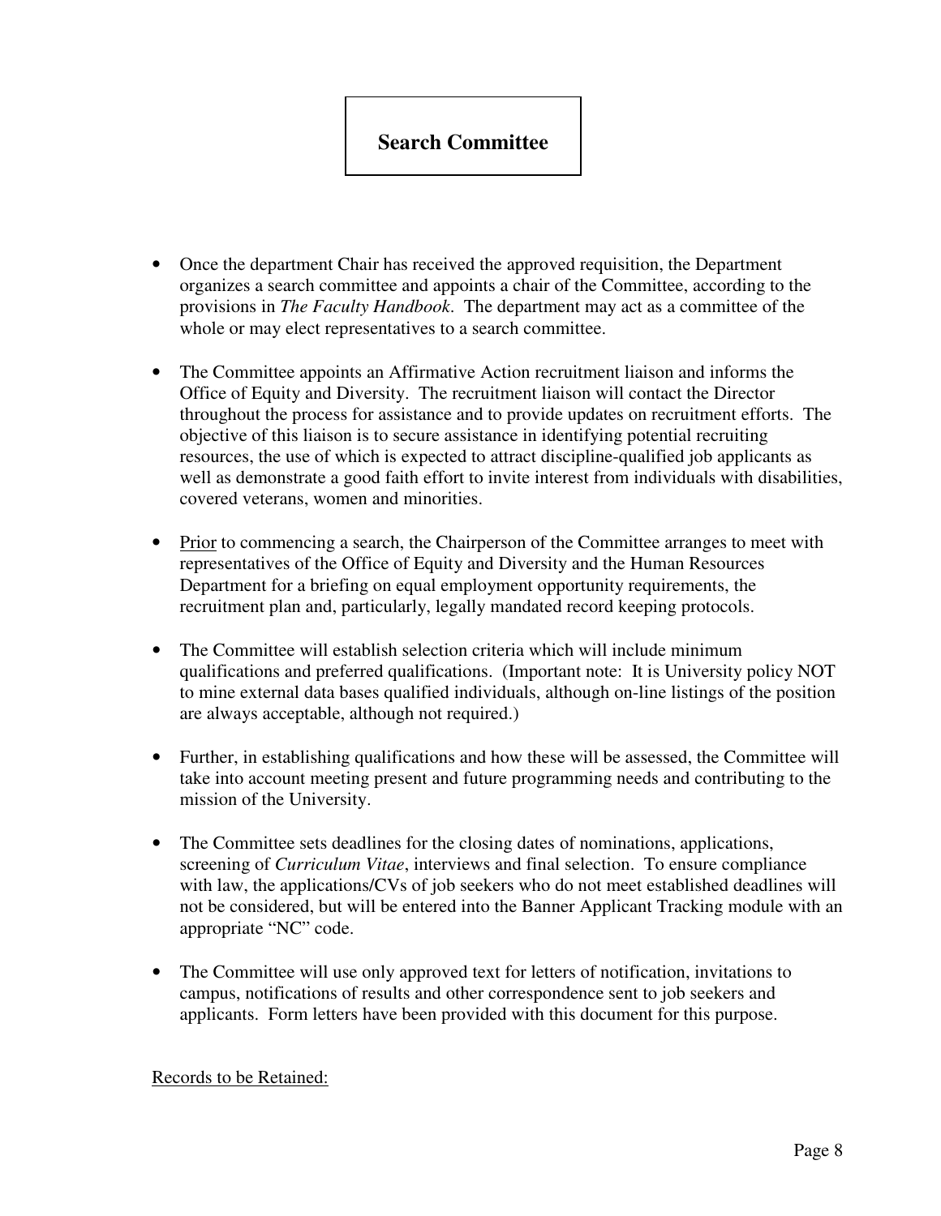# Search Committee

- Once the department Chair has received the approved requisition, the Department organizes a search committee and appoints a chair of the Committee, according to the provisions in *The Faculty Handbook*. The department may act as a committee of the whole or may elect representatives to a search committee.

- The Committee appoints an Affirmative Action recruitment liaison and informs the Office of Equity and Diversity. The recruitment liaison will contact the Director throughout the process for assistance and to provide updates on recruitment efforts. The objective of this liaison is to secure assistance in identifying potential recruiting resources, the use of which is expected to attract discipline-qualified job applicants as well as demonstrate a good faith effort to invite interest from individuals with disabilities, covered veterans, women and minorities.

- <u>Prior</u> to commencing a search, the Chairperson of the Committee arranges to meet with representatives of the Office of Equity and Diversity and the Human Resources Department for a briefing on equal employment opportunity requirements, the recruitment plan and, particularly, legally mandated record keeping protocols.

- The Committee will establish selection criteria which will include minimum qualifications and preferred qualifications. (Important note: It is University policy NOT to mine external data bases qualified individuals, although on-line listings of the position are always acceptable, although not required.)

- Further, in establishing qualifications and how these will be assessed, the Committee will take into account meeting present and future programming needs and contributing to the mission of the University.

- The Committee sets deadlines for the closing dates of nominations, applications, screening of *Curriculum Vitae*, interviews and final selection. To ensure compliance with law, the applications/CVs of job seekers who do not meet established deadlines will not be considered, but will be entered into the Banner Applicant Tracking module with an appropriate "NC" code.

- The Committee will use only approved text for letters of notification, invitations to campus, notifications of results and other correspondence sent to job seekers and applicants. Form letters have been provided with this document for this purpose.

<u>Records to be Retained:</u>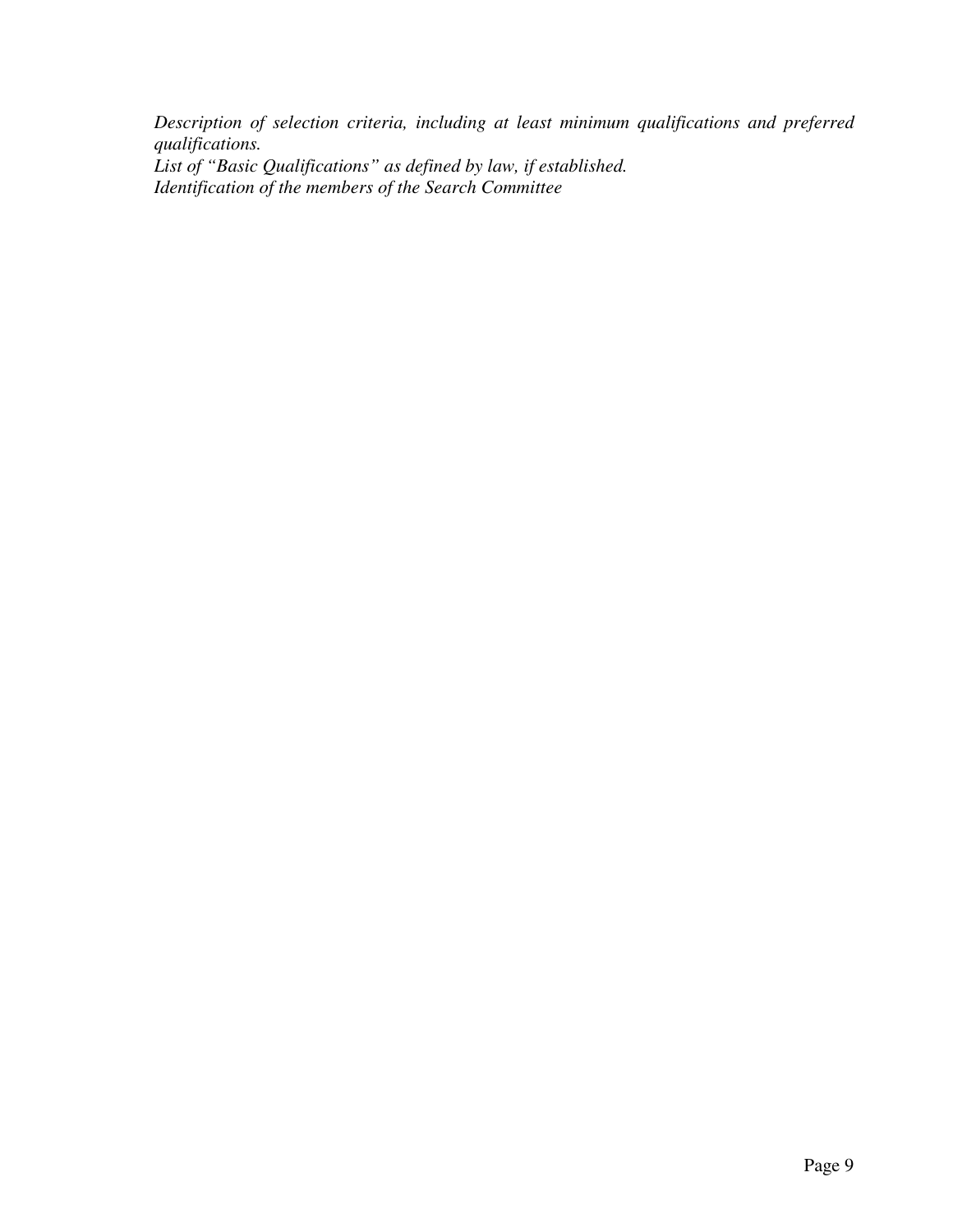*Description of selection criteria, including at least minimum qualifications and preferred qualifications.*
*List of "Basic Qualifications" as defined by law, if established.*
*Identification of the members of the Search Committee*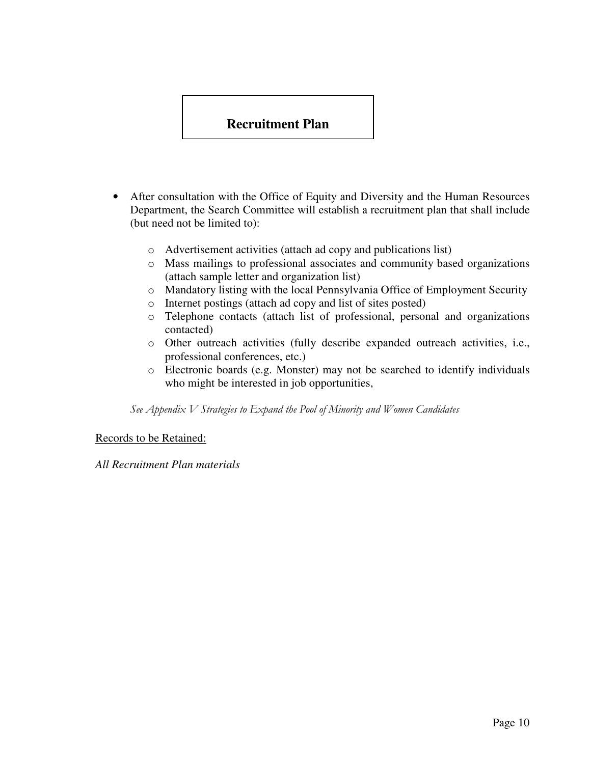## Recruitment Plan

- After consultation with the Office of Equity and Diversity and the Human Resources Department, the Search Committee will establish a recruitment plan that shall include (but need not be limited to):
  - Advertisement activities (attach ad copy and publications list)
  - Mass mailings to professional associates and community based organizations (attach sample letter and organization list)
  - Mandatory listing with the local Pennsylvania Office of Employment Security
  - Internet postings (attach ad copy and list of sites posted)
  - Telephone contacts (attach list of professional, personal and organizations contacted)
  - Other outreach activities (fully describe expanded outreach activities, i.e., professional conferences, etc.)
  - Electronic boards (e.g. Monster) may not be searched to identify individuals who might be interested in job opportunities,

*See Appendix V Strategies to Expand the Pool of Minority and Women Candidates*

<u>Records to be Retained:</u>

*All Recruitment Plan materials*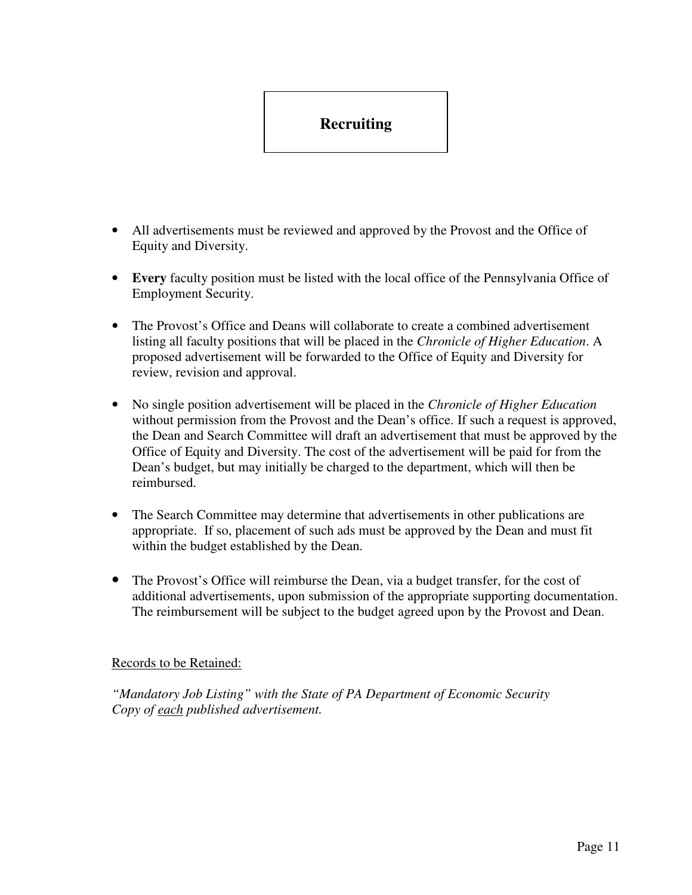# Recruiting

- All advertisements must be reviewed and approved by the Provost and the Office of Equity and Diversity.

- **Every** faculty position must be listed with the local office of the Pennsylvania Office of Employment Security.

- The Provost's Office and Deans will collaborate to create a combined advertisement listing all faculty positions that will be placed in the *Chronicle of Higher Education*. A proposed advertisement will be forwarded to the Office of Equity and Diversity for review, revision and approval.

- No single position advertisement will be placed in the *Chronicle of Higher Education* without permission from the Provost and the Dean's office. If such a request is approved, the Dean and Search Committee will draft an advertisement that must be approved by the Office of Equity and Diversity. The cost of the advertisement will be paid for from the Dean's budget, but may initially be charged to the department, which will then be reimbursed.

- The Search Committee may determine that advertisements in other publications are appropriate. If so, placement of such ads must be approved by the Dean and must fit within the budget established by the Dean.

- The Provost's Office will reimburse the Dean, via a budget transfer, for the cost of additional advertisements, upon submission of the appropriate supporting documentation. The reimbursement will be subject to the budget agreed upon by the Provost and Dean.

<u>Records to be Retained:</u>

*"Mandatory Job Listing" with the State of PA Department of Economic Security*
*Copy of <u>each</u> published advertisement.*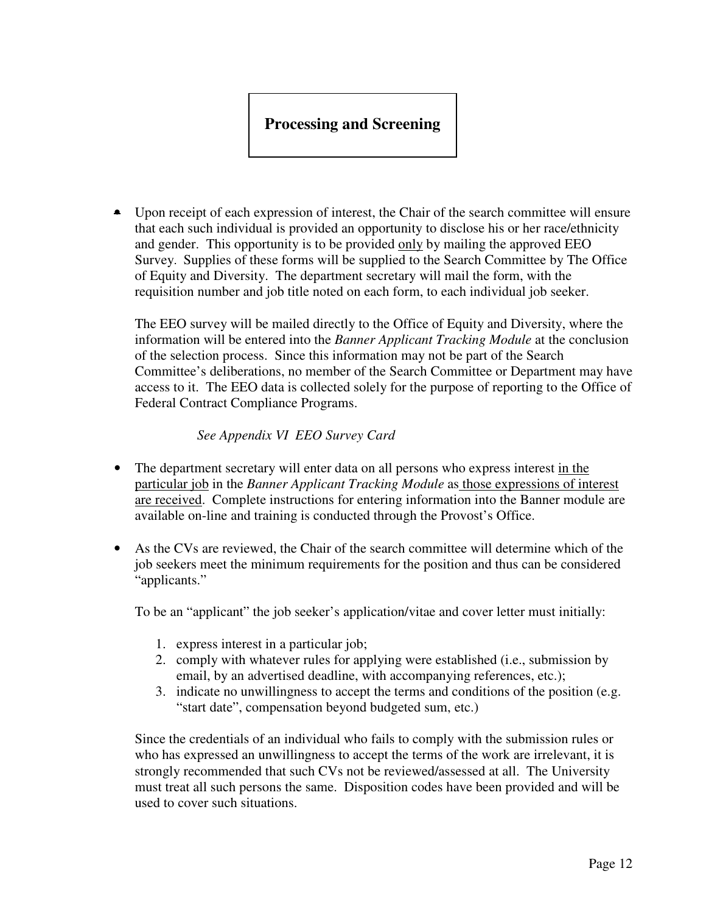## Processing and Screening

- Upon receipt of each expression of interest, the Chair of the search committee will ensure that each such individual is provided an opportunity to disclose his or her race/ethnicity and gender. This opportunity is to be provided <u>only</u> by mailing the approved EEO Survey. Supplies of these forms will be supplied to the Search Committee by The Office of Equity and Diversity. The department secretary will mail the form, with the requisition number and job title noted on each form, to each individual job seeker.

  The EEO survey will be mailed directly to the Office of Equity and Diversity, where the information will be entered into the *Banner Applicant Tracking Module* at the conclusion of the selection process. Since this information may not be part of the Search Committee's deliberations, no member of the Search Committee or Department may have access to it. The EEO data is collected solely for the purpose of reporting to the Office of Federal Contract Compliance Programs.

  *See Appendix VI EEO Survey Card*

- The department secretary will enter data on all persons who express interest <u>in the particular job</u> in the *Banner Applicant Tracking Module* as <u>those expressions of interest are received</u>. Complete instructions for entering information into the Banner module are available on-line and training is conducted through the Provost's Office.

- As the CVs are reviewed, the Chair of the search committee will determine which of the job seekers meet the minimum requirements for the position and thus can be considered "applicants."

  To be an "applicant" the job seeker's application/vitae and cover letter must initially:

  1. express interest in a particular job;
  2. comply with whatever rules for applying were established (i.e., submission by email, by an advertised deadline, with accompanying references, etc.);
  3. indicate no unwillingness to accept the terms and conditions of the position (e.g. "start date", compensation beyond budgeted sum, etc.)

  Since the credentials of an individual who fails to comply with the submission rules or who has expressed an unwillingness to accept the terms of the work are irrelevant, it is strongly recommended that such CVs not be reviewed/assessed at all. The University must treat all such persons the same. Disposition codes have been provided and will be used to cover such situations.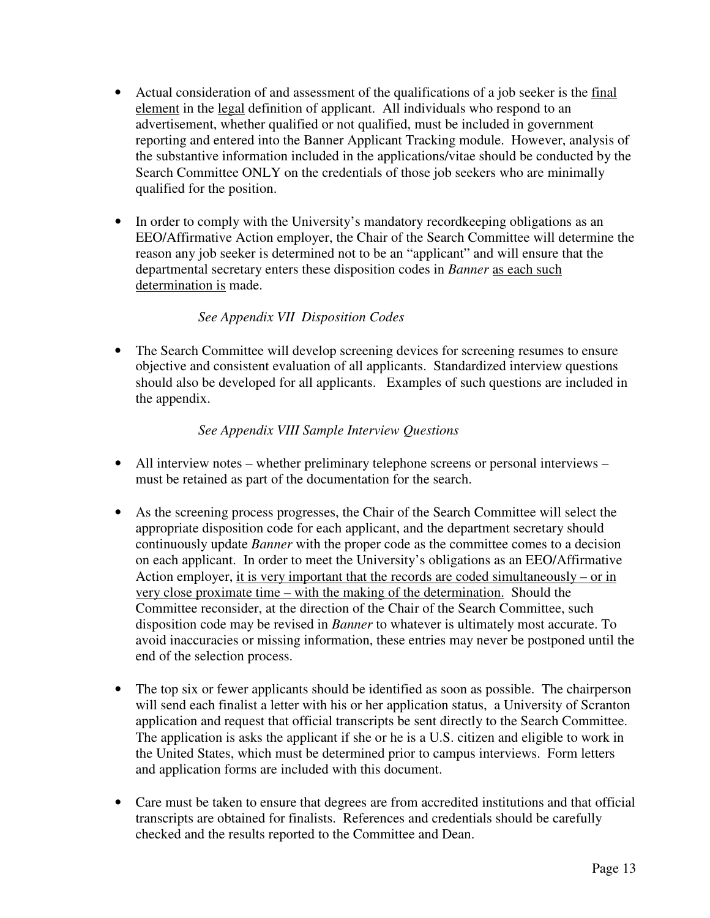- Actual consideration of and assessment of the qualifications of a job seeker is the <u>final element</u> in the <u>legal</u> definition of applicant. All individuals who respond to an advertisement, whether qualified or not qualified, must be included in government reporting and entered into the Banner Applicant Tracking module. However, analysis of the substantive information included in the applications/vitae should be conducted by the Search Committee ONLY on the credentials of those job seekers who are minimally qualified for the position.

- In order to comply with the University's mandatory recordkeeping obligations as an EEO/Affirmative Action employer, the Chair of the Search Committee will determine the reason any job seeker is determined not to be an "applicant" and will ensure that the departmental secretary enters these disposition codes in *Banner* <u>as each such determination is</u> made.

  *See Appendix VII Disposition Codes*

- The Search Committee will develop screening devices for screening resumes to ensure objective and consistent evaluation of all applicants. Standardized interview questions should also be developed for all applicants. Examples of such questions are included in the appendix.

  *See Appendix VIII Sample Interview Questions*

- All interview notes – whether preliminary telephone screens or personal interviews – must be retained as part of the documentation for the search.

- As the screening process progresses, the Chair of the Search Committee will select the appropriate disposition code for each applicant, and the department secretary should continuously update *Banner* with the proper code as the committee comes to a decision on each applicant. In order to meet the University's obligations as an EEO/Affirmative Action employer, <u>it is very important that the records are coded simultaneously – or in very close proximate time – with the making of the determination.</u> Should the Committee reconsider, at the direction of the Chair of the Search Committee, such disposition code may be revised in *Banner* to whatever is ultimately most accurate. To avoid inaccuracies or missing information, these entries may never be postponed until the end of the selection process.

- The top six or fewer applicants should be identified as soon as possible. The chairperson will send each finalist a letter with his or her application status, a University of Scranton application and request that official transcripts be sent directly to the Search Committee. The application is asks the applicant if she or he is a U.S. citizen and eligible to work in the United States, which must be determined prior to campus interviews. Form letters and application forms are included with this document.

- Care must be taken to ensure that degrees are from accredited institutions and that official transcripts are obtained for finalists. References and credentials should be carefully checked and the results reported to the Committee and Dean.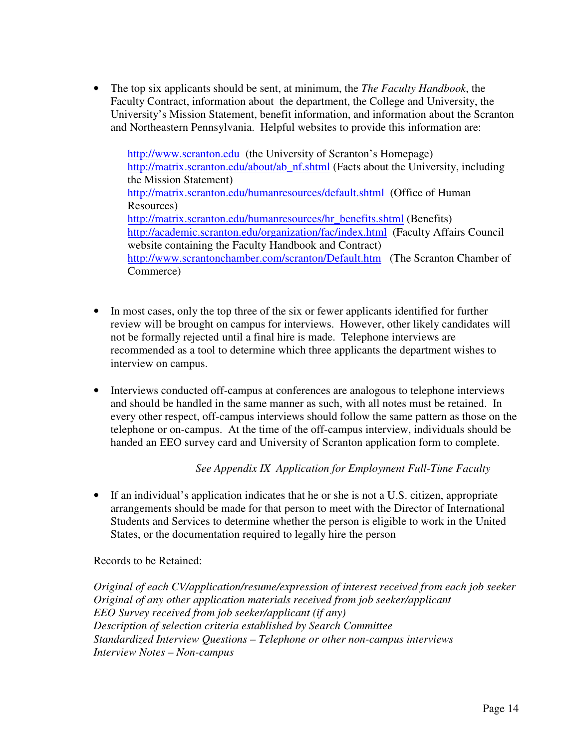- The top six applicants should be sent, at minimum, the *The Faculty Handbook*, the Faculty Contract, information about the department, the College and University, the University's Mission Statement, benefit information, and information about the Scranton and Northeastern Pennsylvania. Helpful websites to provide this information are:

  http://www.scranton.edu (the University of Scranton's Homepage)
  http://matrix.scranton.edu/about/ab_nf.shtml (Facts about the University, including the Mission Statement)
  http://matrix.scranton.edu/humanresources/default.shtml (Office of Human Resources)
  http://matrix.scranton.edu/humanresources/hr_benefits.shtml (Benefits)
  http://academic.scranton.edu/organization/fac/index.html (Faculty Affairs Council website containing the Faculty Handbook and Contract)
  http://www.scrantonchamber.com/scranton/Default.htm (The Scranton Chamber of Commerce)

- In most cases, only the top three of the six or fewer applicants identified for further review will be brought on campus for interviews. However, other likely candidates will not be formally rejected until a final hire is made. Telephone interviews are recommended as a tool to determine which three applicants the department wishes to interview on campus.

- Interviews conducted off-campus at conferences are analogous to telephone interviews and should be handled in the same manner as such, with all notes must be retained. In every other respect, off-campus interviews should follow the same pattern as those on the telephone or on-campus. At the time of the off-campus interview, individuals should be handed an EEO survey card and University of Scranton application form to complete.

  *See Appendix IX Application for Employment Full-Time Faculty*

- If an individual's application indicates that he or she is not a U.S. citizen, appropriate arrangements should be made for that person to meet with the Director of International Students and Services to determine whether the person is eligible to work in the United States, or the documentation required to legally hire the person

<u>Records to be Retained:</u>

*Original of each CV/application/resume/expression of interest received from each job seeker*
*Original of any other application materials received from job seeker/applicant*
*EEO Survey received from job seeker/applicant (if any)*
*Description of selection criteria established by Search Committee*
*Standardized Interview Questions – Telephone or other non-campus interviews*
*Interview Notes – Non-campus*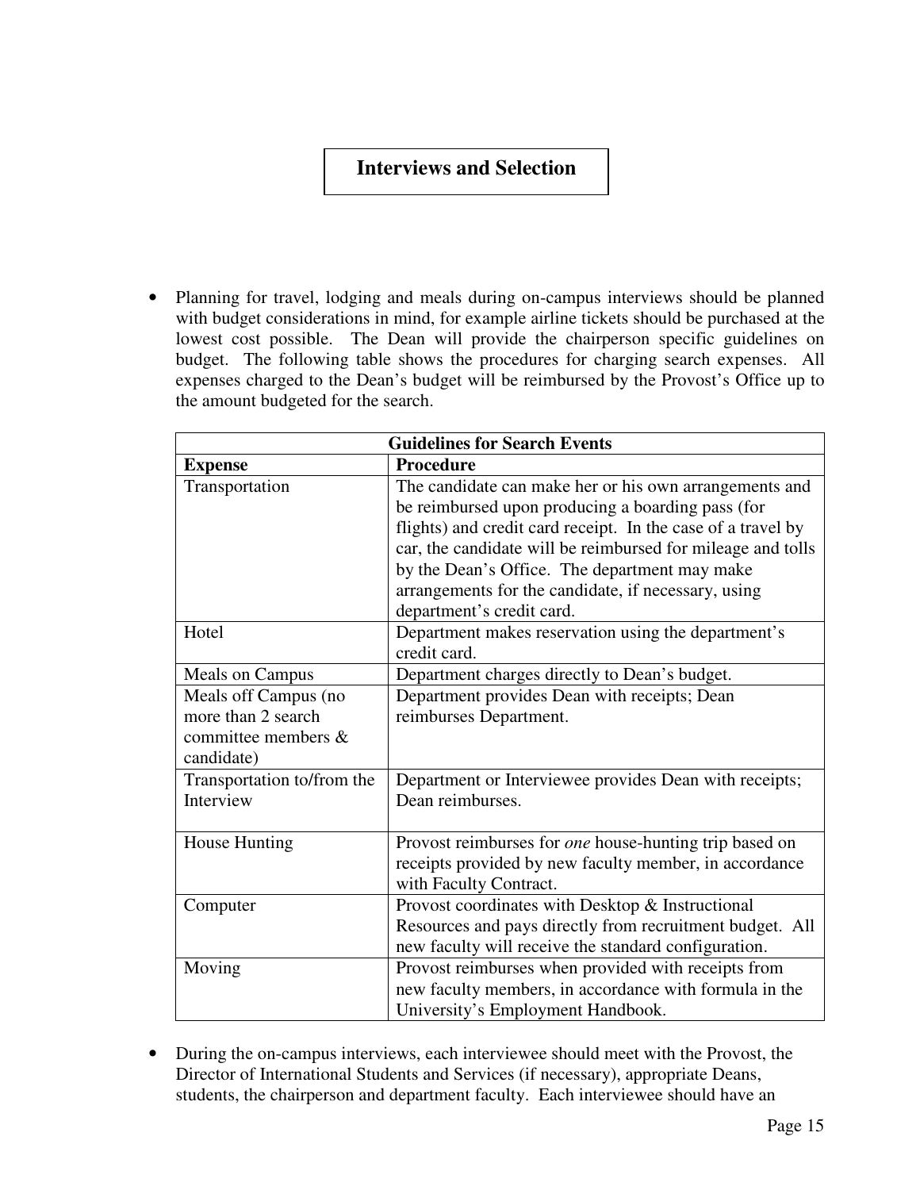## Interviews and Selection

- Planning for travel, lodging and meals during on-campus interviews should be planned with budget considerations in mind, for example airline tickets should be purchased at the lowest cost possible. The Dean will provide the chairperson specific guidelines on budget. The following table shows the procedures for charging search expenses. All expenses charged to the Dean's budget will be reimbursed by the Provost's Office up to the amount budgeted for the search.

| Guidelines for Search Events | |
|---|---|
| **Expense** | **Procedure** |
| Transportation | The candidate can make her or his own arrangements and be reimbursed upon producing a boarding pass (for flights) and credit card receipt. In the case of a travel by car, the candidate will be reimbursed for mileage and tolls by the Dean's Office. The department may make arrangements for the candidate, if necessary, using department's credit card. |
| Hotel | Department makes reservation using the department's credit card. |
| Meals on Campus | Department charges directly to Dean's budget. |
| Meals off Campus (no more than 2 search committee members & candidate) | Department provides Dean with receipts; Dean reimburses Department. |
| Transportation to/from the Interview | Department or Interviewee provides Dean with receipts; Dean reimburses. |
| House Hunting | Provost reimburses for *one* house-hunting trip based on receipts provided by new faculty member, in accordance with Faculty Contract. |
| Computer | Provost coordinates with Desktop & Instructional Resources and pays directly from recruitment budget. All new faculty will receive the standard configuration. |
| Moving | Provost reimburses when provided with receipts from new faculty members, in accordance with formula in the University's Employment Handbook. |

- During the on-campus interviews, each interviewee should meet with the Provost, the Director of International Students and Services (if necessary), appropriate Deans, students, the chairperson and department faculty. Each interviewee should have an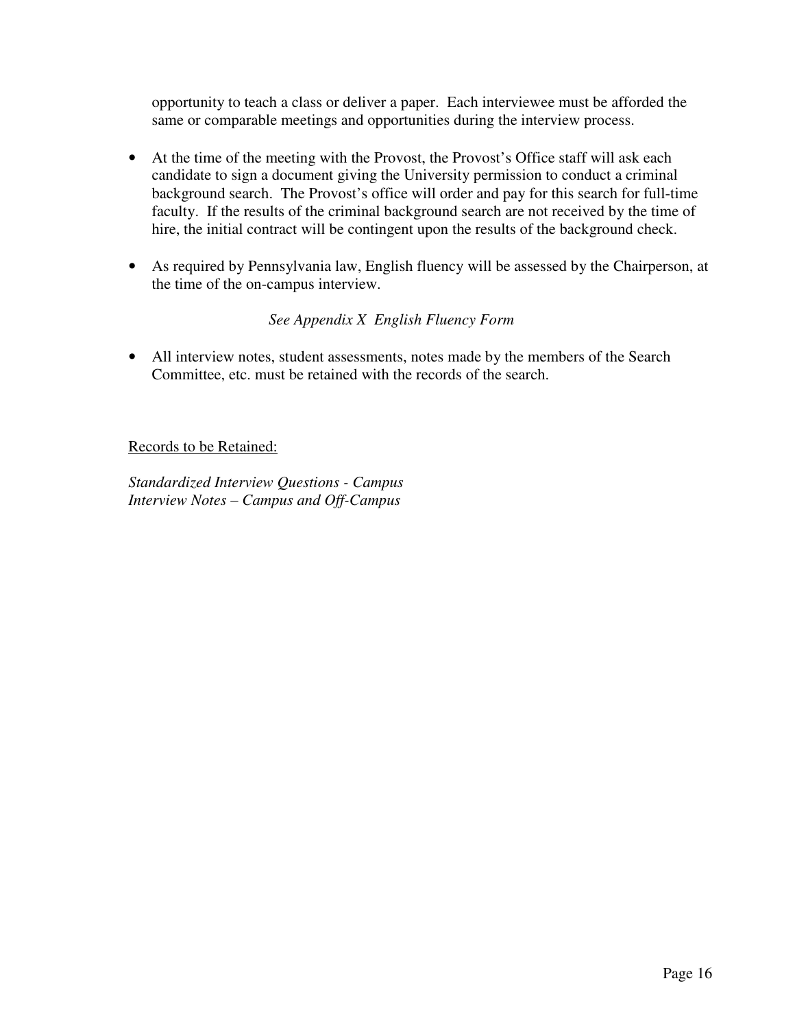opportunity to teach a class or deliver a paper. Each interviewee must be afforded the same or comparable meetings and opportunities during the interview process.

- At the time of the meeting with the Provost, the Provost's Office staff will ask each candidate to sign a document giving the University permission to conduct a criminal background search. The Provost's office will order and pay for this search for full-time faculty. If the results of the criminal background search are not received by the time of hire, the initial contract will be contingent upon the results of the background check.

- As required by Pennsylvania law, English fluency will be assessed by the Chairperson, at the time of the on-campus interview.

  *See Appendix X English Fluency Form*

- All interview notes, student assessments, notes made by the members of the Search Committee, etc. must be retained with the records of the search.

<u>Records to be Retained:</u>

*Standardized Interview Questions - Campus*
*Interview Notes – Campus and Off-Campus*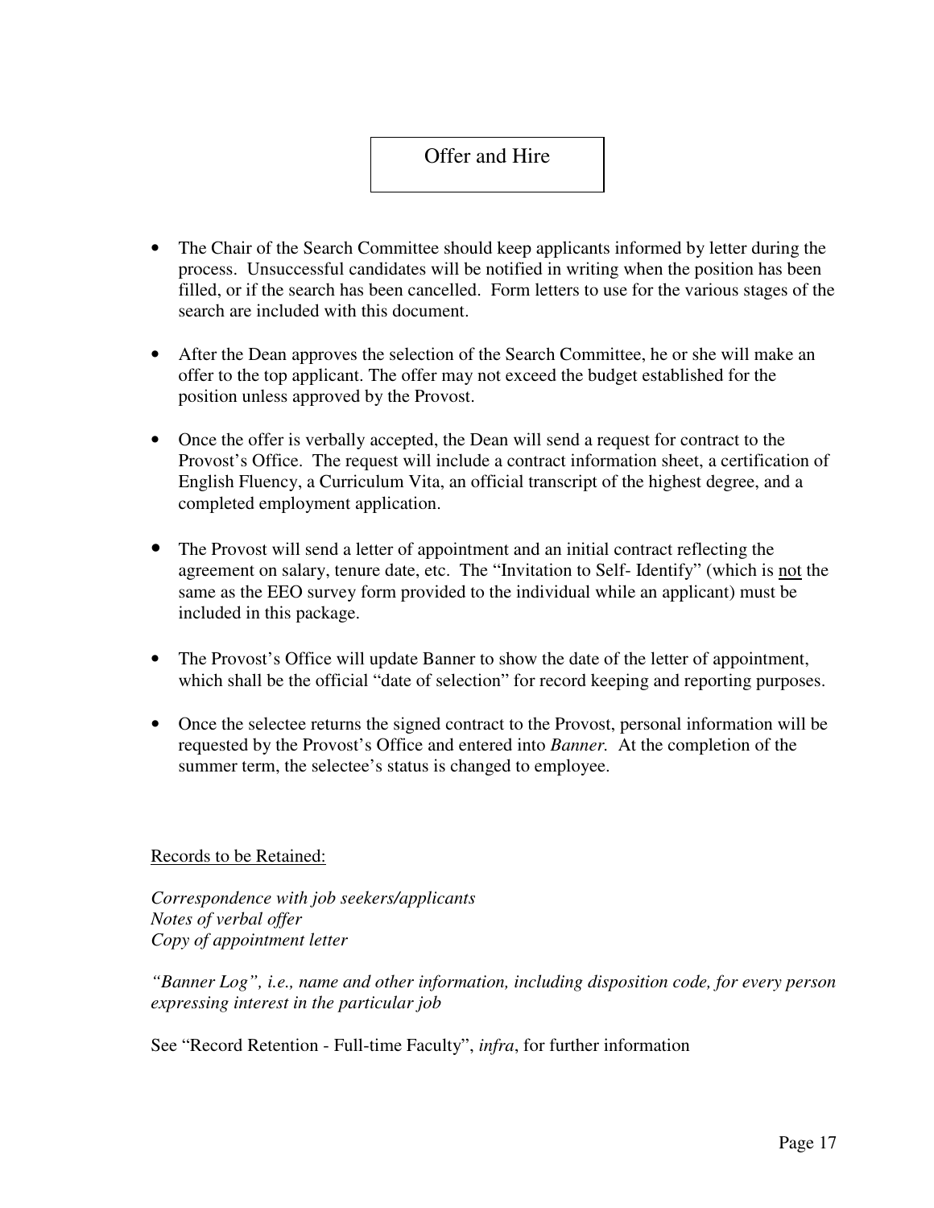# Offer and Hire

- The Chair of the Search Committee should keep applicants informed by letter during the process. Unsuccessful candidates will be notified in writing when the position has been filled, or if the search has been cancelled. Form letters to use for the various stages of the search are included with this document.

- After the Dean approves the selection of the Search Committee, he or she will make an offer to the top applicant. The offer may not exceed the budget established for the position unless approved by the Provost.

- Once the offer is verbally accepted, the Dean will send a request for contract to the Provost's Office. The request will include a contract information sheet, a certification of English Fluency, a Curriculum Vita, an official transcript of the highest degree, and a completed employment application.

- The Provost will send a letter of appointment and an initial contract reflecting the agreement on salary, tenure date, etc. The "Invitation to Self- Identify" (which is <u>not</u> the same as the EEO survey form provided to the individual while an applicant) must be included in this package.

- The Provost's Office will update Banner to show the date of the letter of appointment, which shall be the official "date of selection" for record keeping and reporting purposes.

- Once the selectee returns the signed contract to the Provost, personal information will be requested by the Provost's Office and entered into *Banner.* At the completion of the summer term, the selectee's status is changed to employee.

<u>Records to be Retained:</u>

*Correspondence with job seekers/applicants*
*Notes of verbal offer*
*Copy of appointment letter*

*"Banner Log", i.e., name and other information, including disposition code, for every person expressing interest in the particular job*

See "Record Retention - Full-time Faculty", *infra*, for further information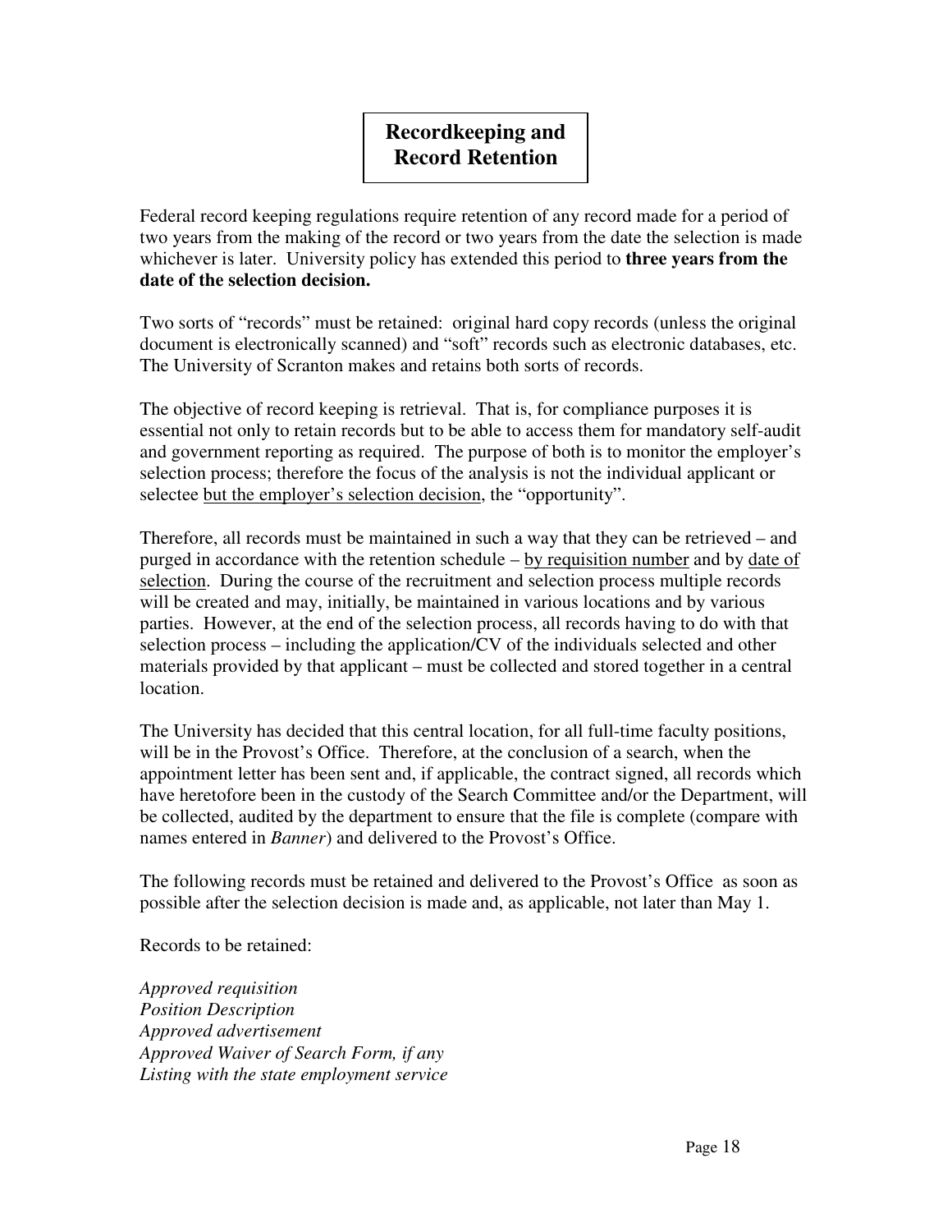## Recordkeeping and Record Retention

Federal record keeping regulations require retention of any record made for a period of two years from the making of the record or two years from the date the selection is made whichever is later. University policy has extended this period to **three years from the date of the selection decision.**

Two sorts of "records" must be retained: original hard copy records (unless the original document is electronically scanned) and "soft" records such as electronic databases, etc. The University of Scranton makes and retains both sorts of records.

The objective of record keeping is retrieval. That is, for compliance purposes it is essential not only to retain records but to be able to access them for mandatory self-audit and government reporting as required. The purpose of both is to monitor the employer's selection process; therefore the focus of the analysis is not the individual applicant or selectee <u>but the employer's selection decision</u>, the "opportunity".

Therefore, all records must be maintained in such a way that they can be retrieved – and purged in accordance with the retention schedule – <u>by requisition number</u> and by <u>date of selection</u>. During the course of the recruitment and selection process multiple records will be created and may, initially, be maintained in various locations and by various parties. However, at the end of the selection process, all records having to do with that selection process – including the application/CV of the individuals selected and other materials provided by that applicant – must be collected and stored together in a central location.

The University has decided that this central location, for all full-time faculty positions, will be in the Provost's Office. Therefore, at the conclusion of a search, when the appointment letter has been sent and, if applicable, the contract signed, all records which have heretofore been in the custody of the Search Committee and/or the Department, will be collected, audited by the department to ensure that the file is complete (compare with names entered in *Banner*) and delivered to the Provost's Office.

The following records must be retained and delivered to the Provost's Office as soon as possible after the selection decision is made and, as applicable, not later than May 1.

Records to be retained:

*Approved requisition*
*Position Description*
*Approved advertisement*
*Approved Waiver of Search Form, if any*
*Listing with the state employment service*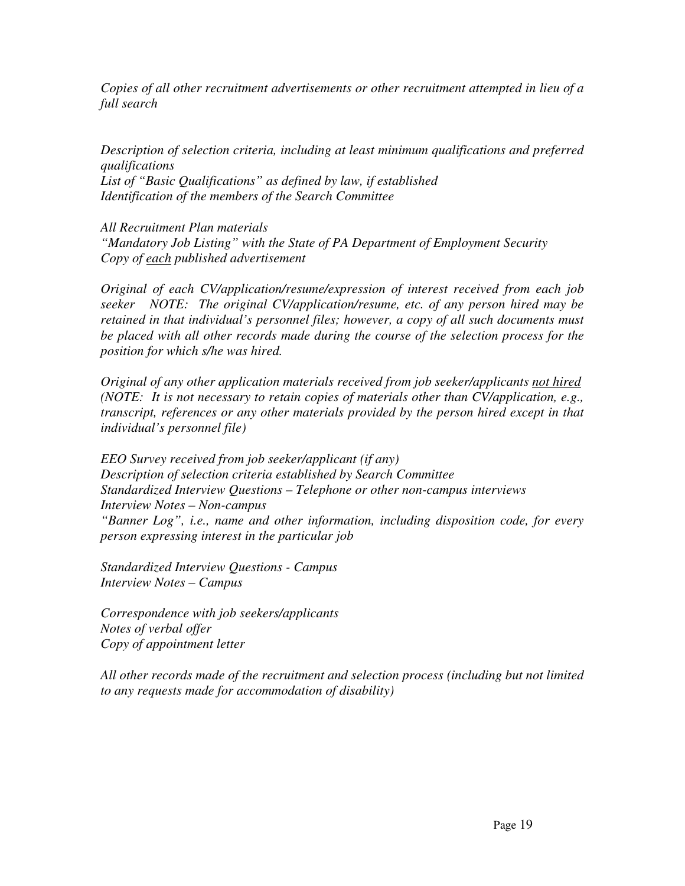*Copies of all other recruitment advertisements or other recruitment attempted in lieu of a full search*

*Description of selection criteria, including at least minimum qualifications and preferred qualifications*
*List of "Basic Qualifications" as defined by law, if established*
*Identification of the members of the Search Committee*

*All Recruitment Plan materials*
*"Mandatory Job Listing" with the State of PA Department of Employment Security*
*Copy of <u>each</u> published advertisement*

*Original of each CV/application/resume/expression of interest received from each job seeker NOTE: The original CV/application/resume, etc. of any person hired may be retained in that individual's personnel files; however, a copy of all such documents must be placed with all other records made during the course of the selection process for the position for which s/he was hired.*

*Original of any other application materials received from job seeker/applicants <u>not hired</u> (NOTE: It is not necessary to retain copies of materials other than CV/application, e.g., transcript, references or any other materials provided by the person hired except in that individual's personnel file)*

*EEO Survey received from job seeker/applicant (if any)*
*Description of selection criteria established by Search Committee*
*Standardized Interview Questions – Telephone or other non-campus interviews*
*Interview Notes – Non-campus*
*"Banner Log", i.e., name and other information, including disposition code, for every person expressing interest in the particular job*

*Standardized Interview Questions - Campus*
*Interview Notes – Campus*

*Correspondence with job seekers/applicants*
*Notes of verbal offer*
*Copy of appointment letter*

*All other records made of the recruitment and selection process (including but not limited to any requests made for accommodation of disability)*